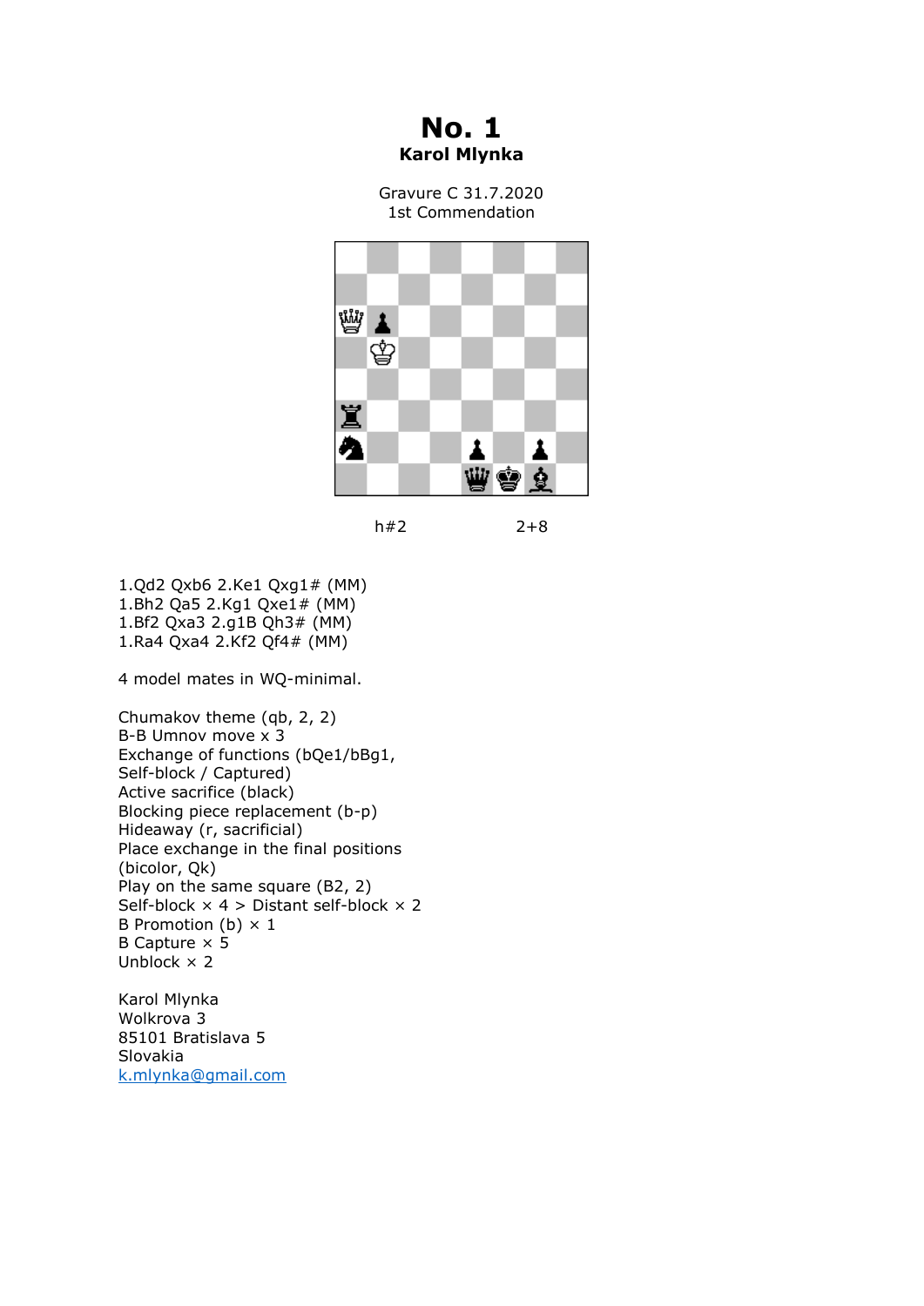# No. 1

**Karol Mlynka**

Gravure C 31.7.2020
1st Commendation

h#2 2+8

1.Qd2 Qxb6 2.Ke1 Qxg1# (MM)
1.Bh2 Qa5 2.Kg1 Qxe1# (MM)
1.Bf2 Qxa3 2.g1B Qh3# (MM)
1.Ra4 Qxa4 2.Kf2 Qf4# (MM)

4 model mates in WQ-minimal.

Chumakov theme (qb, 2, 2)
B-B Umnov move x 3
Exchange of functions (bQe1/bBg1, Self-block / Captured)
Active sacrifice (black)
Blocking piece replacement (b-p)
Hideaway (r, sacrificial)
Place exchange in the final positions (bicolor, Qk)
Play on the same square (B2, 2)
Self-block × 4 > Distant self-block × 2
B Promotion (b) × 1
B Capture × 5
Unblock × 2

Karol Mlynka
Wolkrova 3
85101 Bratislava 5
Slovakia
k.mlynka@gmail.com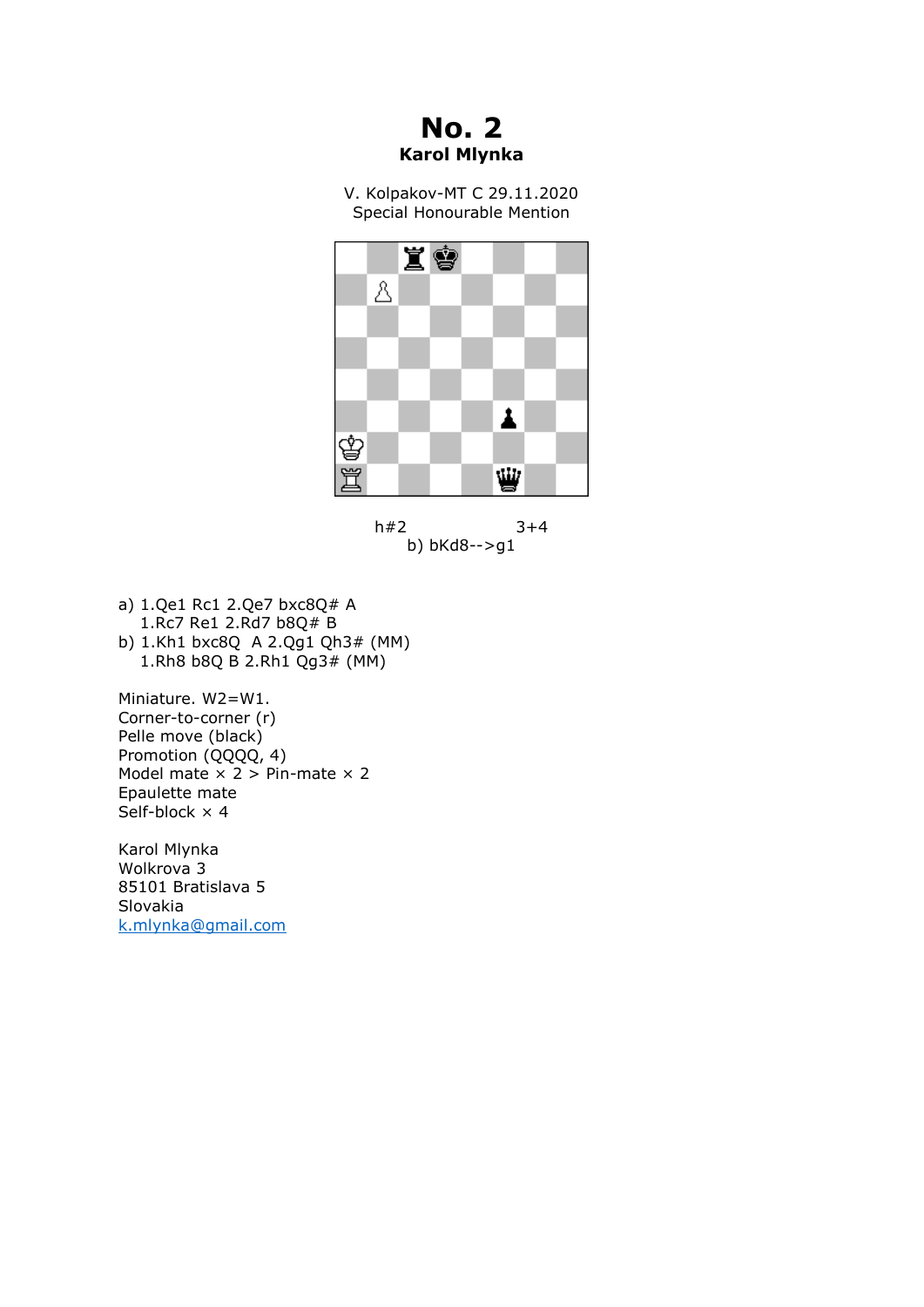# No. 2

**Karol Mlynka**

V. Kolpakov-MT C 29.11.2020
Special Honourable Mention

h#2 3+4
b) bKd8-->g1

a) 1.Qe1 Rc1 2.Qe7 bxc8Q# A
   1.Rc7 Re1 2.Rd7 b8Q# B
b) 1.Kh1 bxc8Q A 2.Qg1 Qh3# (MM)
   1.Rh8 b8Q B 2.Rh1 Qg3# (MM)

Miniature. W2=W1.
Corner-to-corner (r)
Pelle move (black)
Promotion (QQQQ, 4)
Model mate × 2 > Pin-mate × 2
Epaulette mate
Self-block × 4

Karol Mlynka
Wolkrova 3
85101 Bratislava 5
Slovakia
k.mlynka@gmail.com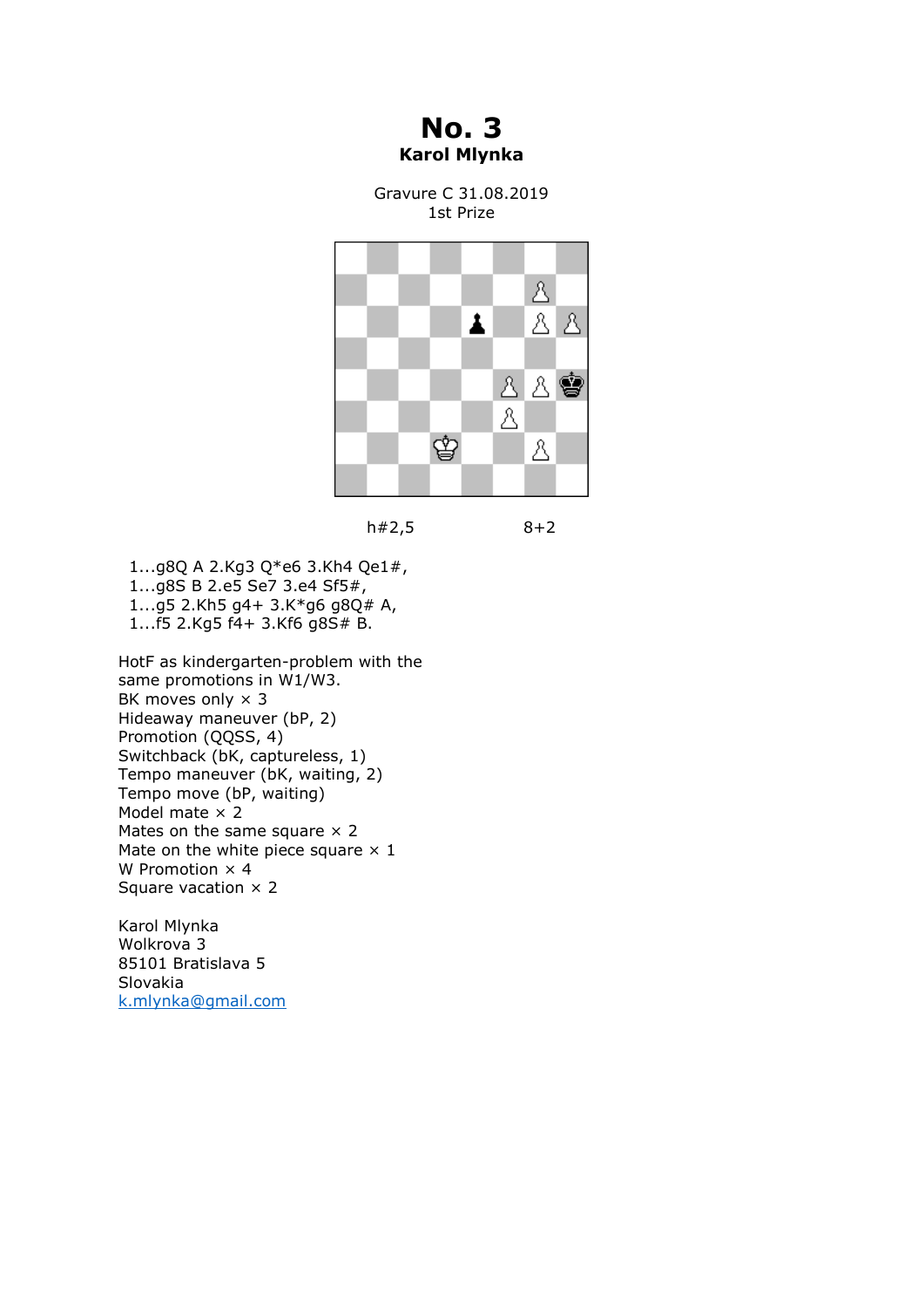# No. 3

**Karol Mlynka**

Gravure C 31.08.2019
1st Prize

h#2,5 8+2

1...g8Q A 2.Kg3 Q*e6 3.Kh4 Qe1#,
1...g8S B 2.e5 Se7 3.e4 Sf5#,
1...g5 2.Kh5 g4+ 3.K*g6 g8Q# A,
1...f5 2.Kg5 f4+ 3.Kf6 g8S# B.

HotF as kindergarten-problem with the same promotions in W1/W3.
BK moves only × 3
Hideaway maneuver (bP, 2)
Promotion (QQSS, 4)
Switchback (bK, captureless, 1)
Tempo maneuver (bK, waiting, 2)
Tempo move (bP, waiting)
Model mate × 2
Mates on the same square × 2
Mate on the white piece square × 1
W Promotion × 4
Square vacation × 2

Karol Mlynka
Wolkrova 3
85101 Bratislava 5
Slovakia
k.mlynka@gmail.com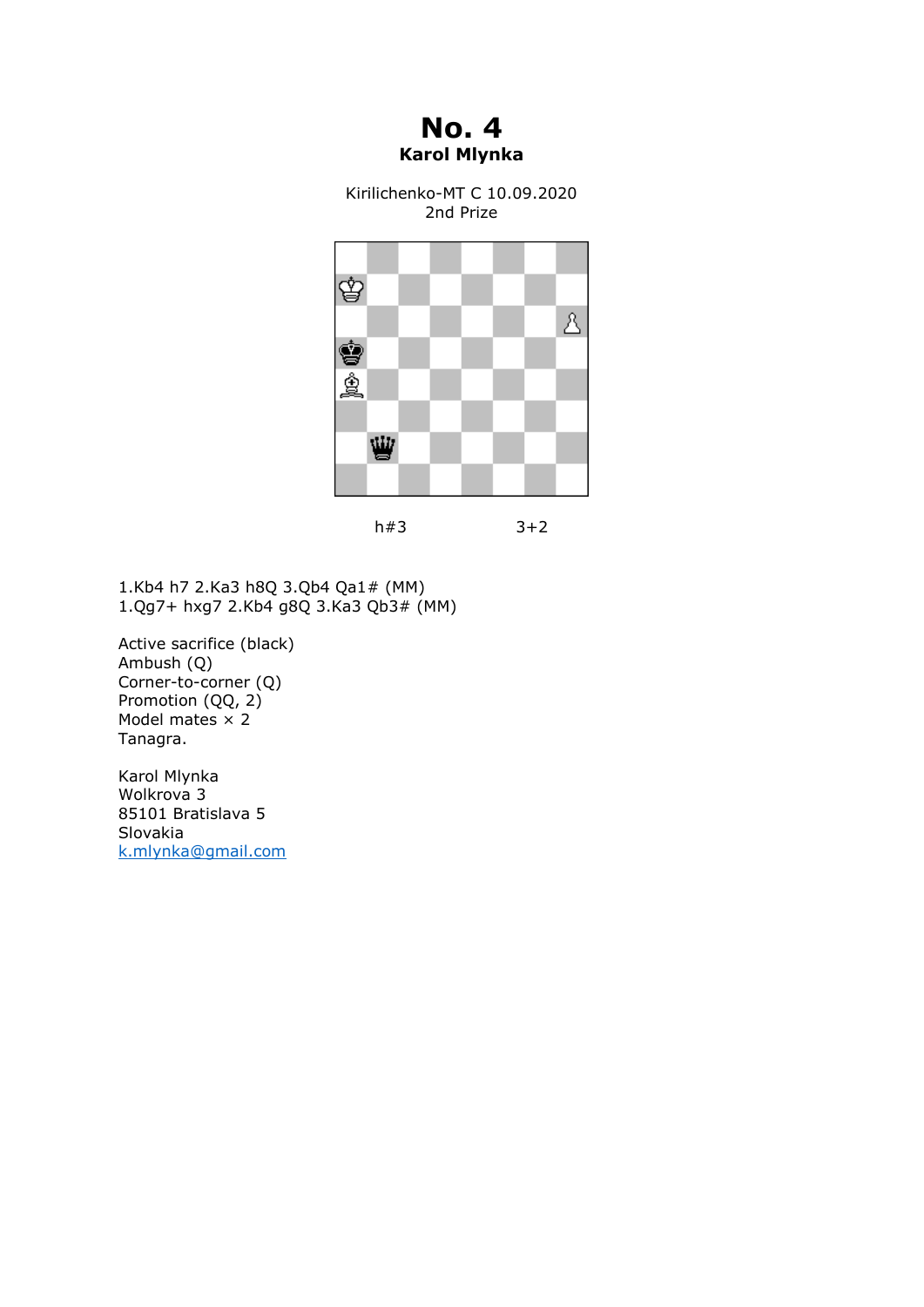# No. 4

**Karol Mlynka**

Kirilichenko-MT C 10.09.2020
2nd Prize

h#3 3+2

1.Kb4 h7 2.Ka3 h8Q 3.Qb4 Qa1# (MM)
1.Qg7+ hxg7 2.Kb4 g8Q 3.Ka3 Qb3# (MM)

Active sacrifice (black)
Ambush (Q)
Corner-to-corner (Q)
Promotion (QQ, 2)
Model mates × 2
Tanagra.

Karol Mlynka
Wolkrova 3
85101 Bratislava 5
Slovakia
k.mlynka@gmail.com